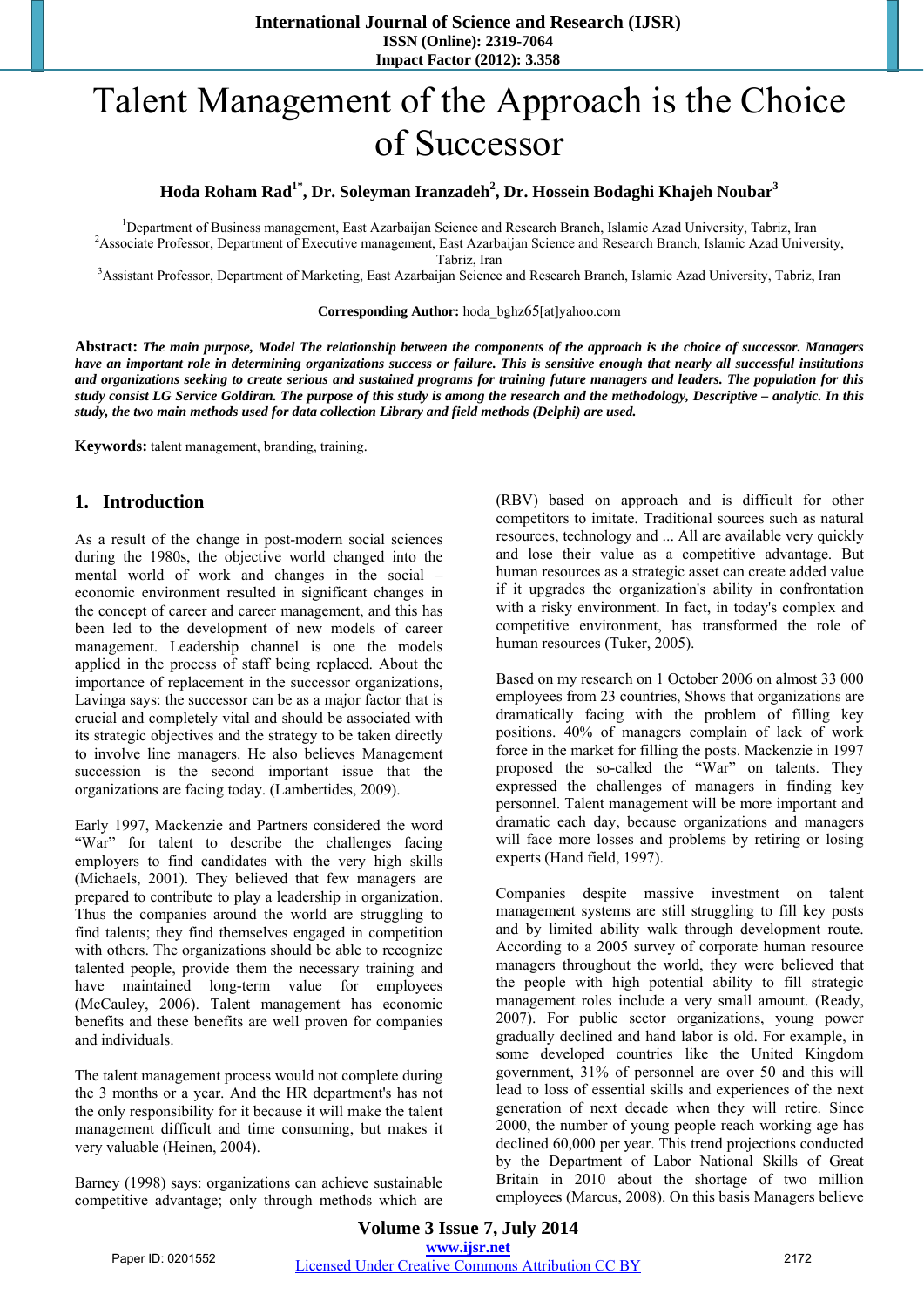# Talent Management of the Approach is the Choice of Successor

**Hoda Roham Rad[1*], Dr. Soleyman Iranzadeh[2], Dr. Hossein Bodaghi Khajeh Noubar[3]**

[1]Department of Business management, East Azarbaijan Science and Research Branch, Islamic Azad University, Tabriz, Iran
[2]Associate Professor, Department of Executive management, East Azarbaijan Science and Research Branch, Islamic Azad University, Tabriz, Iran
[3]Assistant Professor, Department of Marketing, East Azarbaijan Science and Research Branch, Islamic Azad University, Tabriz, Iran

**Corresponding Author:** hoda_bghz65[at]yahoo.com

**Abstract:** ***The main purpose, Model The relationship between the components of the approach is the choice of successor. Managers have an important role in determining organizations success or failure. This is sensitive enough that nearly all successful institutions and organizations seeking to create serious and sustained programs for training future managers and leaders. The population for this study consist LG Service Goldiran. The purpose of this study is among the research and the methodology, Descriptive – analytic. In this study, the two main methods used for data collection Library and field methods (Delphi) are used.***

**Keywords:** talent management, branding, training.

## 1. Introduction

As a result of the change in post-modern social sciences during the 1980s, the objective world changed into the mental world of work and changes in the social – economic environment resulted in significant changes in the concept of career and career management, and this has been led to the development of new models of career management. Leadership channel is one the models applied in the process of staff being replaced. About the importance of replacement in the successor organizations, Lavinga says: the successor can be as a major factor that is crucial and completely vital and should be associated with its strategic objectives and the strategy to be taken directly to involve line managers. He also believes Management succession is the second important issue that the organizations are facing today. (Lambertides, 2009).

Early 1997, Mackenzie and Partners considered the word "War" for talent to describe the challenges facing employers to find candidates with the very high skills (Michaels, 2001). They believed that few managers are prepared to contribute to play a leadership in organization. Thus the companies around the world are struggling to find talents; they find themselves engaged in competition with others. The organizations should be able to recognize talented people, provide them the necessary training and have maintained long-term value for employees (McCauley, 2006). Talent management has economic benefits and these benefits are well proven for companies and individuals.

The talent management process would not complete during the 3 months or a year. And the HR department's has not the only responsibility for it because it will make the talent management difficult and time consuming, but makes it very valuable (Heinen, 2004).

Barney (1998) says: organizations can achieve sustainable competitive advantage; only through methods which are (RBV) based on approach and is difficult for other competitors to imitate. Traditional sources such as natural resources, technology and ... All are available very quickly and lose their value as a competitive advantage. But human resources as a strategic asset can create added value if it upgrades the organization's ability in confrontation with a risky environment. In fact, in today's complex and competitive environment, has transformed the role of human resources (Tuker, 2005).

Based on my research on 1 October 2006 on almost 33 000 employees from 23 countries, Shows that organizations are dramatically facing with the problem of filling key positions. 40% of managers complain of lack of work force in the market for filling the posts. Mackenzie in 1997 proposed the so-called the "War" on talents. They expressed the challenges of managers in finding key personnel. Talent management will be more important and dramatic each day, because organizations and managers will face more losses and problems by retiring or losing experts (Hand field, 1997).

Companies despite massive investment on talent management systems are still struggling to fill key posts and by limited ability walk through development route. According to a 2005 survey of corporate human resource managers throughout the world, they were believed that the people with high potential ability to fill strategic management roles include a very small amount. (Ready, 2007). For public sector organizations, young power gradually declined and hand labor is old. For example, in some developed countries like the United Kingdom government, 31% of personnel are over 50 and this will lead to loss of essential skills and experiences of the next generation of next decade when they will retire. Since 2000, the number of young people reach working age has declined 60,000 per year. This trend projections conducted by the Department of Labor National Skills of Great Britain in 2010 about the shortage of two million employees (Marcus, 2008). On this basis Managers believe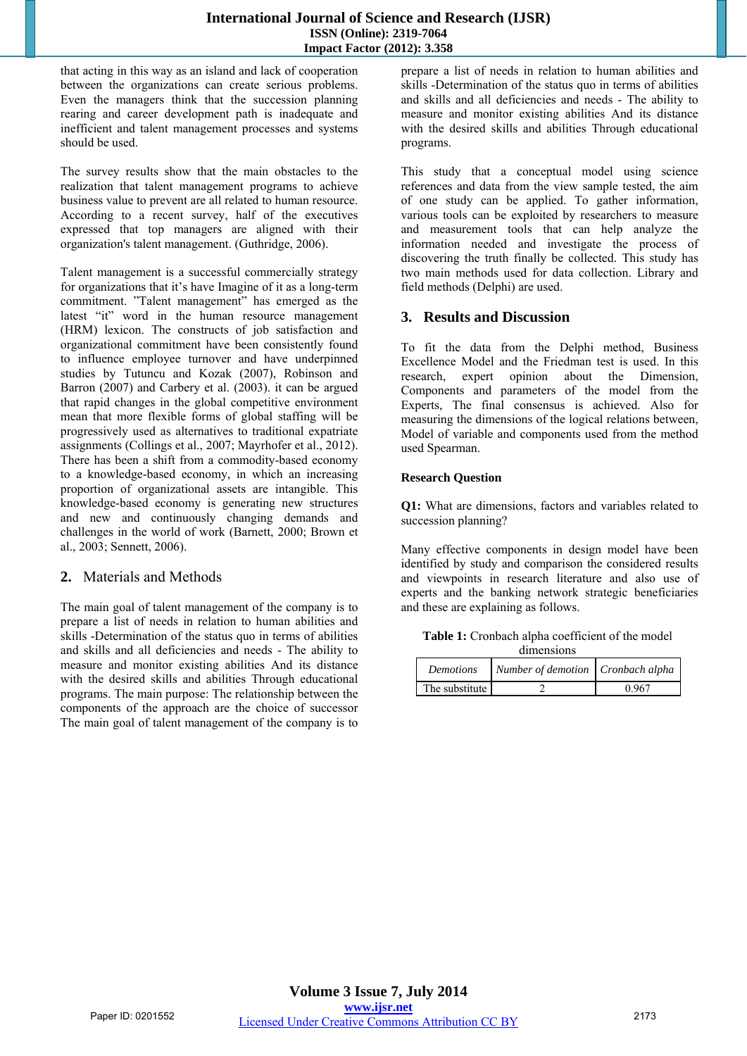that acting in this way as an island and lack of cooperation between the organizations can create serious problems. Even the managers think that the succession planning rearing and career development path is inadequate and inefficient and talent management processes and systems should be used.

The survey results show that the main obstacles to the realization that talent management programs to achieve business value to prevent are all related to human resource. According to a recent survey, half of the executives expressed that top managers are aligned with their organization's talent management. (Guthridge, 2006).

Talent management is a successful commercially strategy for organizations that it's have Imagine of it as a long-term commitment. "Talent management" has emerged as the latest "it" word in the human resource management (HRM) lexicon. The constructs of job satisfaction and organizational commitment have been consistently found to influence employee turnover and have underpinned studies by Tutuncu and Kozak (2007), Robinson and Barron (2007) and Carbery et al. (2003). it can be argued that rapid changes in the global competitive environment mean that more flexible forms of global staffing will be progressively used as alternatives to traditional expatriate assignments (Collings et al., 2007; Mayrhofer et al., 2012). There has been a shift from a commodity-based economy to a knowledge-based economy, in which an increasing proportion of organizational assets are intangible. This knowledge-based economy is generating new structures and new and continuously changing demands and challenges in the world of work (Barnett, 2000; Brown et al., 2003; Sennett, 2006).

## 2. Materials and Methods

The main goal of talent management of the company is to prepare a list of needs in relation to human abilities and skills -Determination of the status quo in terms of abilities and skills and all deficiencies and needs - The ability to measure and monitor existing abilities And its distance with the desired skills and abilities Through educational programs. The main purpose: The relationship between the components of the approach are the choice of successor The main goal of talent management of the company is to prepare a list of needs in relation to human abilities and skills -Determination of the status quo in terms of abilities and skills and all deficiencies and needs - The ability to measure and monitor existing abilities And its distance with the desired skills and abilities Through educational programs.

This study that a conceptual model using science references and data from the view sample tested, the aim of one study can be applied. To gather information, various tools can be exploited by researchers to measure and measurement tools that can help analyze the information needed and investigate the process of discovering the truth finally be collected. This study has two main methods used for data collection. Library and field methods (Delphi) are used.

## 3. Results and Discussion

To fit the data from the Delphi method, Business Excellence Model and the Friedman test is used. In this research, expert opinion about the Dimension, Components and parameters of the model from the Experts, The final consensus is achieved. Also for measuring the dimensions of the logical relations between, Model of variable and components used from the method used Spearman.

**Research Question**

**Q1:** What are dimensions, factors and variables related to succession planning?

Many effective components in design model have been identified by study and comparison the considered results and viewpoints in research literature and also use of experts and the banking network strategic beneficiaries and these are explaining as follows.

**Table 1:** Cronbach alpha coefficient of the model dimensions

| *Demotions* | *Number of demotion* | *Cronbach alpha* |
|---|---|---|
| The substitute | 2 | 0.967 |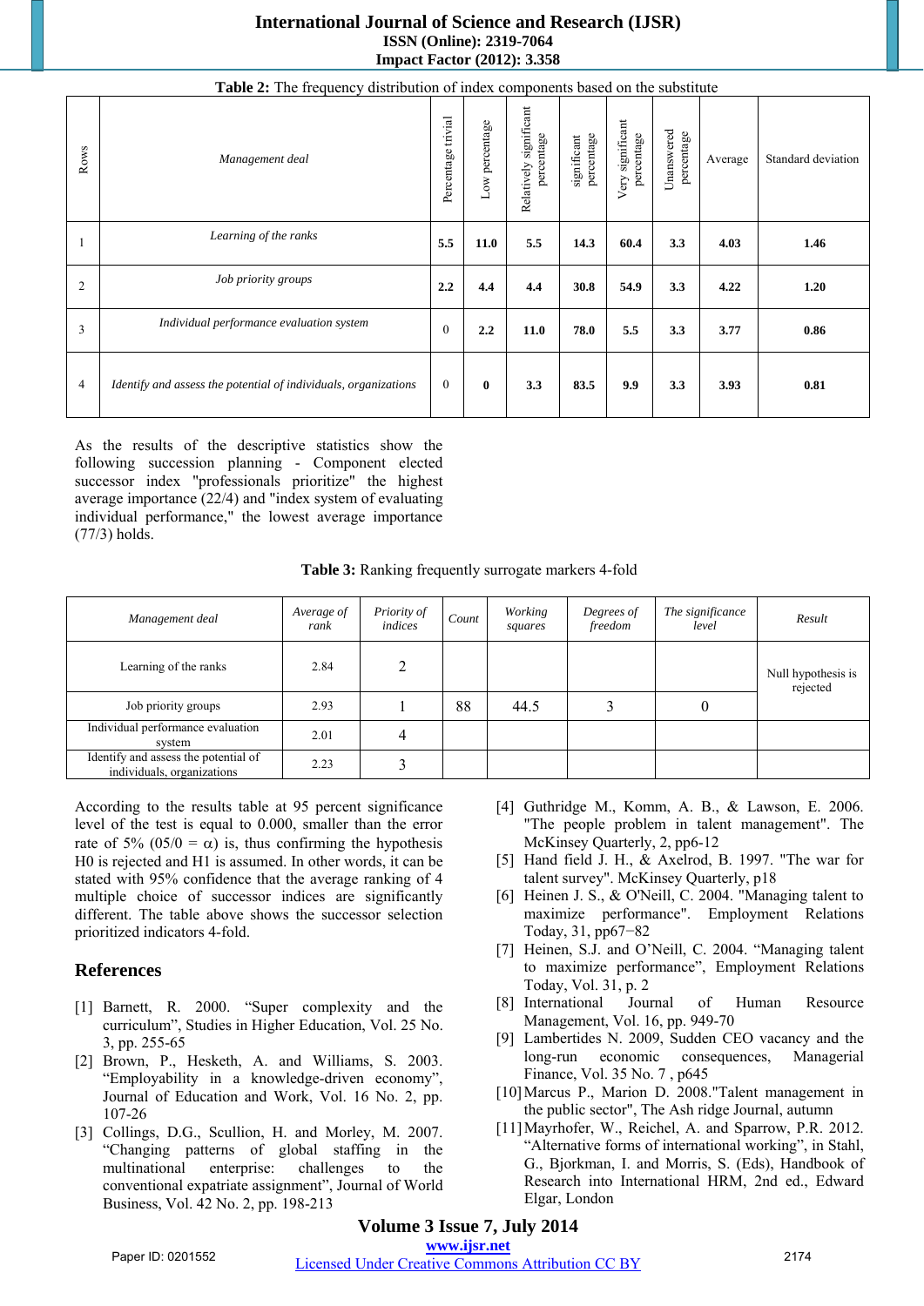**Table 2:** The frequency distribution of index components based on the substitute

| Rows | Management deal | Percentage trivial | Low percentage | Relatively significant percentage | significant percentage | Very significant percentage | Unanswered percentage | Average | Standard deviation |
|---|---|---|---|---|---|---|---|---|---|
| 1 | *Learning of the ranks* | **5.5** | **11.0** | **5.5** | **14.3** | **60.4** | **3.3** | **4.03** | **1.46** |
| 2 | *Job priority groups* | **2.2** | **4.4** | **4.4** | **30.8** | **54.9** | **3.3** | **4.22** | **1.20** |
| 3 | *Individual performance evaluation system* | 0 | **2.2** | **11.0** | **78.0** | **5.5** | **3.3** | **3.77** | **0.86** |
| 4 | *Identify and assess the potential of individuals, organizations* | 0 | **0** | **3.3** | **83.5** | **9.9** | **3.3** | **3.93** | **0.81** |

As the results of the descriptive statistics show the following succession planning - Component elected successor index "professionals prioritize" the highest average importance (22/4) and "index system of evaluating individual performance," the lowest average importance (77/3) holds.

**Table 3:** Ranking frequently surrogate markers 4-fold

| *Management deal* | *Average of rank* | *Priority of indices* | *Count* | *Working squares* | *Degrees of freedom* | *The significance level* | *Result* |
|---|---|---|---|---|---|---|---|
| Learning of the ranks | 2.84 | 2 | | | | | Null hypothesis is rejected |
| Job priority groups | 2.93 | 1 | 88 | 44.5 | 3 | 0 | |
| Individual performance evaluation system | 2.01 | 4 | | | | | |
| Identify and assess the potential of individuals, organizations | 2.23 | 3 | | | | | |

According to the results table at 95 percent significance level of the test is equal to 0.000, smaller than the error rate of 5% (05/0 = $\alpha$) is, thus confirming the hypothesis H0 is rejected and H1 is assumed. In other words, it can be stated with 95% confidence that the average ranking of 4 multiple choice of successor indices are significantly different. The table above shows the successor selection prioritized indicators 4-fold.

## References

[1] Barnett, R. 2000. "Super complexity and the curriculum", Studies in Higher Education, Vol. 25 No. 3, pp. 255-65

[2] Brown, P., Hesketh, A. and Williams, S. 2003. "Employability in a knowledge-driven economy", Journal of Education and Work, Vol. 16 No. 2, pp. 107-26

[3] Collings, D.G., Scullion, H. and Morley, M. 2007. "Changing patterns of global staffing in the multinational enterprise: challenges to the conventional expatriate assignment", Journal of World Business, Vol. 42 No. 2, pp. 198-213

[4] Guthridge M., Komm, A. B., & Lawson, E. 2006. "The people problem in talent management". The McKinsey Quarterly, 2, pp6-12

[5] Hand field J. H., & Axelrod, B. 1997. "The war for talent survey". McKinsey Quarterly, p18

[6] Heinen J. S., & O'Neill, C. 2004. "Managing talent to maximize performance". Employment Relations Today, 31, pp67−82

[7] Heinen, S.J. and O'Neill, C. 2004. "Managing talent to maximize performance", Employment Relations Today, Vol. 31, p. 2

[8] International Journal of Human Resource Management, Vol. 16, pp. 949-70

[9] Lambertides N. 2009, Sudden CEO vacancy and the long-run economic consequences, Managerial Finance, Vol. 35 No. 7 , p645

[10] Marcus P., Marion D. 2008."Talent management in the public sector", The Ash ridge Journal, autumn

[11] Mayrhofer, W., Reichel, A. and Sparrow, P.R. 2012. "Alternative forms of international working", in Stahl, G., Bjorkman, I. and Morris, S. (Eds), Handbook of Research into International HRM, 2nd ed., Edward Elgar, London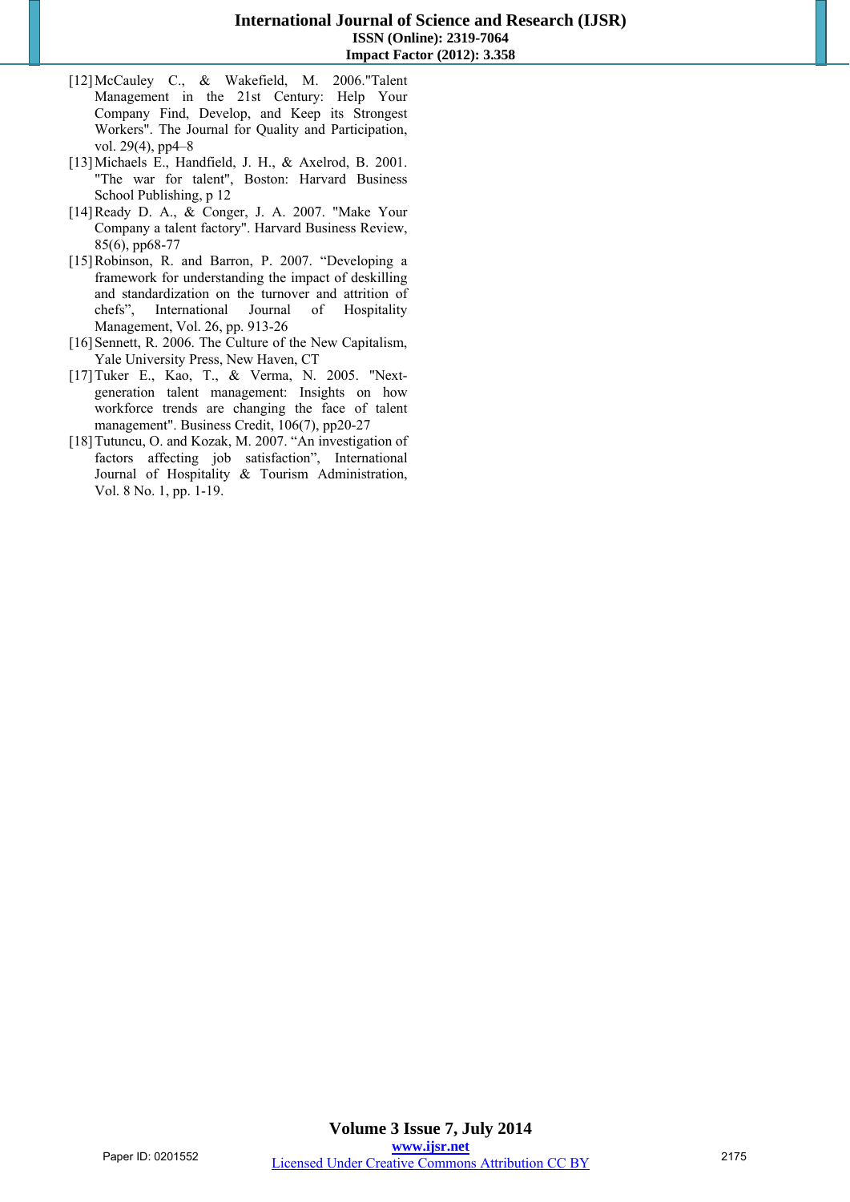[12] McCauley C., & Wakefield, M. 2006."Talent Management in the 21st Century: Help Your Company Find, Develop, and Keep its Strongest Workers". The Journal for Quality and Participation, vol. 29(4), pp4–8

[13] Michaels E., Handfield, J. H., & Axelrod, B. 2001. "The war for talent", Boston: Harvard Business School Publishing, p 12

[14] Ready D. A., & Conger, J. A. 2007. "Make Your Company a talent factory". Harvard Business Review, 85(6), pp68-77

[15] Robinson, R. and Barron, P. 2007. "Developing a framework for understanding the impact of deskilling and standardization on the turnover and attrition of chefs", International Journal of Hospitality Management, Vol. 26, pp. 913-26

[16] Sennett, R. 2006. The Culture of the New Capitalism, Yale University Press, New Haven, CT

[17] Tuker E., Kao, T., & Verma, N. 2005. "Next-generation talent management: Insights on how workforce trends are changing the face of talent management". Business Credit, 106(7), pp20-27

[18] Tutuncu, O. and Kozak, M. 2007. "An investigation of factors affecting job satisfaction", International Journal of Hospitality & Tourism Administration, Vol. 8 No. 1, pp. 1-19.